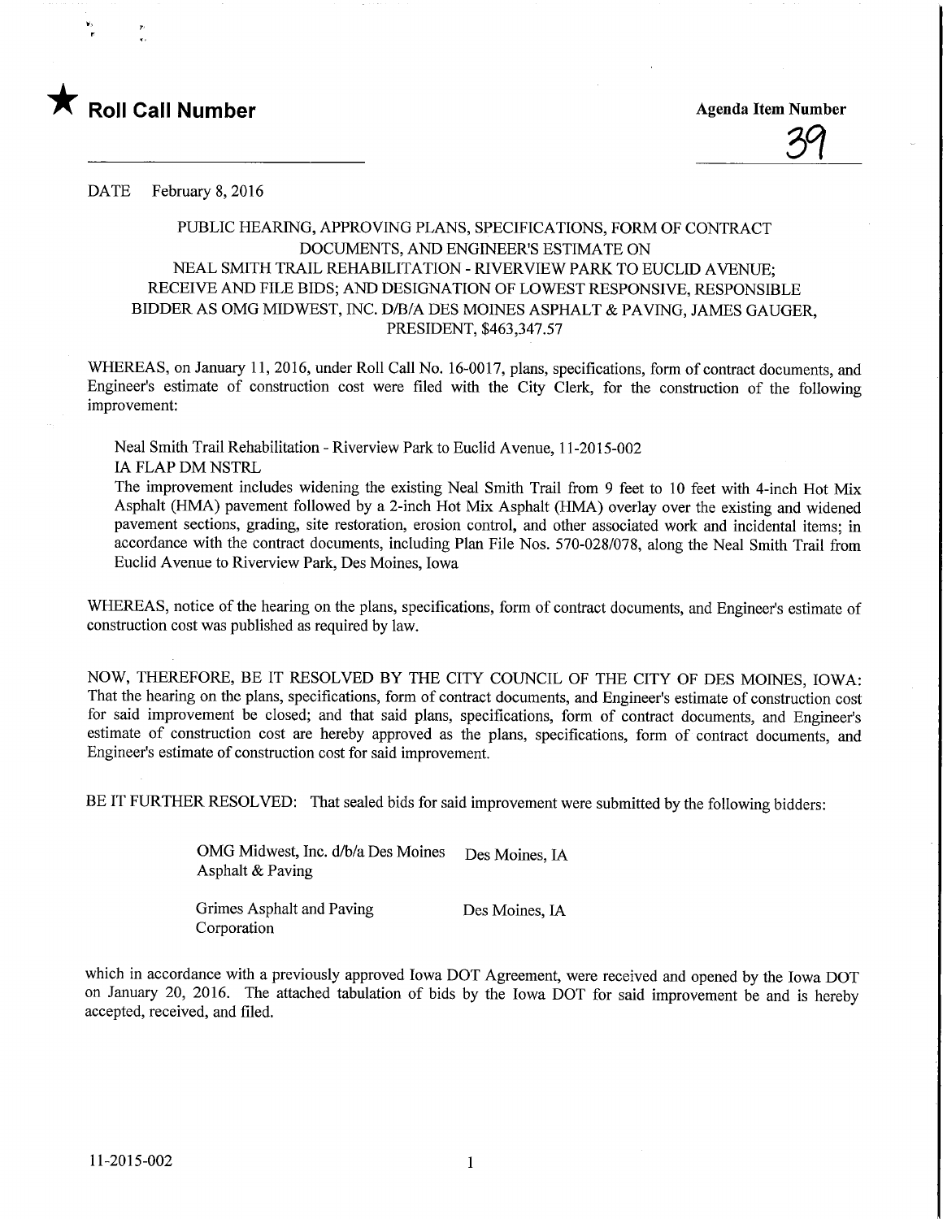★ **Roll Call Number**

**Agenda Item Number**

39

DATE February 8, 2016

PUBLIC HEARING, APPROVING PLANS, SPECIFICATIONS, FORM OF CONTRACT DOCUMENTS, AND ENGINEER'S ESTIMATE ON NEAL SMITH TRAIL REHABILITATION - RIVERVIEW PARK TO EUCLID AVENUE; RECEIVE AND FILE BIDS; AND DESIGNATION OF LOWEST RESPONSIVE, RESPONSIBLE BIDDER AS OMG MIDWEST, INC. D/B/A DES MOINES ASPHALT & PAVING, JAMES GAUGER, PRESIDENT, $463,347.57

WHEREAS, on January 11, 2016, under Roll Call No. 16-0017, plans, specifications, form of contract documents, and Engineer's estimate of construction cost were filed with the City Clerk, for the construction of the following improvement:

Neal Smith Trail Rehabilitation - Riverview Park to Euclid Avenue, 11-2015-002
IA FLAP DM NSTRL
The improvement includes widening the existing Neal Smith Trail from 9 feet to 10 feet with 4-inch Hot Mix Asphalt (HMA) pavement followed by a 2-inch Hot Mix Asphalt (HMA) overlay over the existing and widened pavement sections, grading, site restoration, erosion control, and other associated work and incidental items; in accordance with the contract documents, including Plan File Nos. 570-028/078, along the Neal Smith Trail from Euclid Avenue to Riverview Park, Des Moines, Iowa

WHEREAS, notice of the hearing on the plans, specifications, form of contract documents, and Engineer's estimate of construction cost was published as required by law.

NOW, THEREFORE, BE IT RESOLVED BY THE CITY COUNCIL OF THE CITY OF DES MOINES, IOWA: That the hearing on the plans, specifications, form of contract documents, and Engineer's estimate of construction cost for said improvement be closed; and that said plans, specifications, form of contract documents, and Engineer's estimate of construction cost are hereby approved as the plans, specifications, form of contract documents, and Engineer's estimate of construction cost for said improvement.

BE IT FURTHER RESOLVED: That sealed bids for said improvement were submitted by the following bidders:

| | |
|---|---|
| OMG Midwest, Inc. d/b/a Des Moines Asphalt & Paving | Des Moines, IA |
| Grimes Asphalt and Paving Corporation | Des Moines, IA |

which in accordance with a previously approved Iowa DOT Agreement, were received and opened by the Iowa DOT on January 20, 2016. The attached tabulation of bids by the Iowa DOT for said improvement be and is hereby accepted, received, and filed.

11-2015-002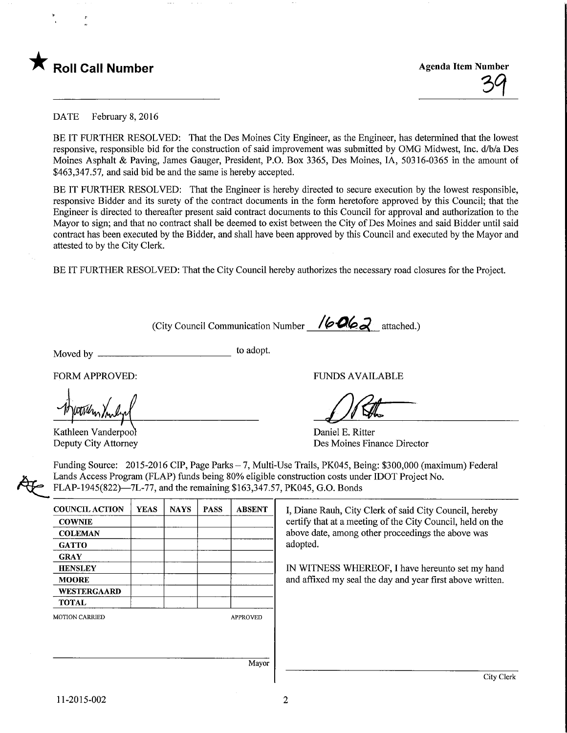★ **Roll Call Number**

**Agenda Item Number**
39

DATE February 8, 2016

BE IT FURTHER RESOLVED: That the Des Moines City Engineer, as the Engineer, has determined that the lowest responsive, responsible bid for the construction of said improvement was submitted by OMG Midwest, Inc. d/b/a Des Moines Asphalt & Paving, James Gauger, President, P.O. Box 3365, Des Moines, IA, 50316-0365 in the amount of $463,347.57, and said bid be and the same is hereby accepted.

BE IT FURTHER RESOLVED: That the Engineer is hereby directed to secure execution by the lowest responsible, responsive Bidder and its surety of the contract documents in the form heretofore approved by this Council; that the Engineer is directed to thereafter present said contract documents to this Council for approval and authorization to the Mayor to sign; and that no contract shall be deemed to exist between the City of Des Moines and said Bidder until said contract has been executed by the Bidder, and shall have been approved by this Council and executed by the Mayor and attested to by the City Clerk.

BE IT FURTHER RESOLVED: That the City Council hereby authorizes the necessary road closures for the Project.

(City Council Communication Number 16-062 attached.)

Moved by ______________________ to adopt.

FORM APPROVED:

Kathleen Vanderpool
Deputy City Attorney

FUNDS AVAILABLE

Daniel E. Ritter
Des Moines Finance Director

Funding Source: 2015-2016 CIP, Page Parks – 7, Multi-Use Trails, PK045, Being: $300,000 (maximum) Federal Lands Access Program (FLAP) funds being 80% eligible construction costs under IDOT Project No. FLAP-1945(822)—7L-77, and the remaining $163,347.57, PK045, G.O. Bonds

| COUNCIL ACTION | YEAS | NAYS | PASS | ABSENT |
|---|---|---|---|---|
| COWNIE | | | | |
| COLEMAN | | | | |
| GATTO | | | | |
| GRAY | | | | |
| HENSLEY | | | | |
| MOORE | | | | |
| WESTERGAARD | | | | |
| TOTAL | | | | |

MOTION CARRIED APPROVED

______________________ Mayor

I, Diane Rauh, City Clerk of said City Council, hereby certify that at a meeting of the City Council, held on the above date, among other proceedings the above was adopted.

IN WITNESS WHEREOF, I have hereunto set my hand and affixed my seal the day and year first above written.

______________________ City Clerk

11-2015-002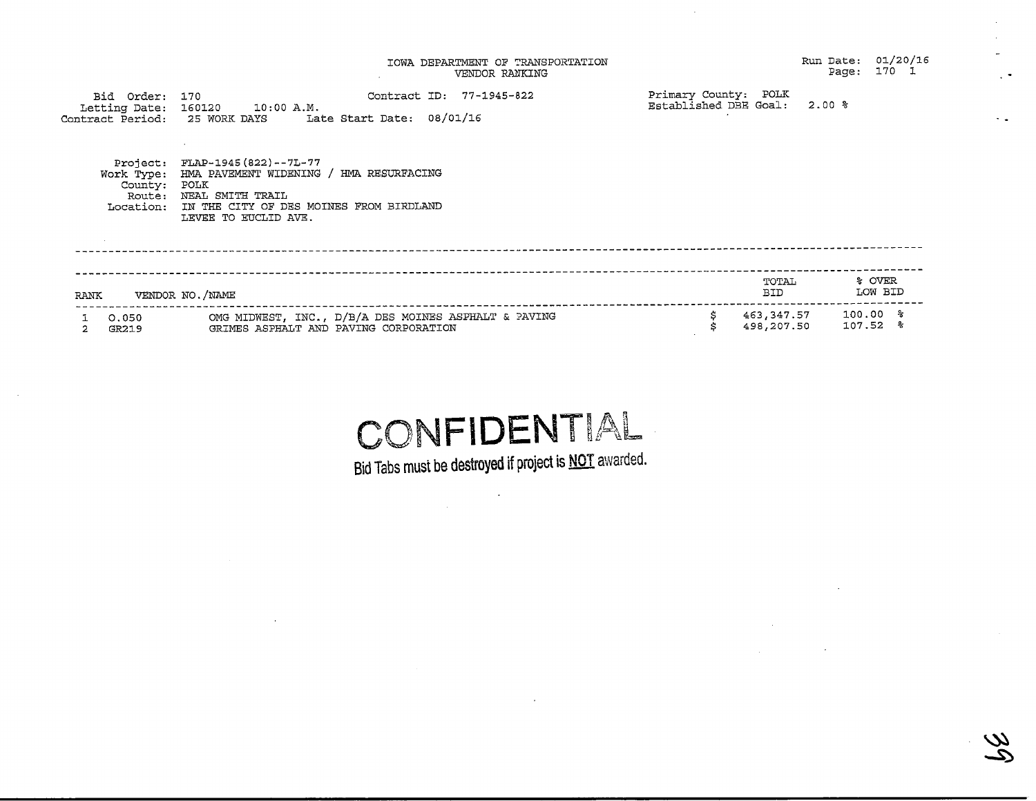IOWA DEPARTMENT OF TRANSPORTATION
VENDOR RANKING

Run Date: 01/20/16

Bid Order: 170
Letting Date: 160120 10:00 A.M.
Contract Period: 25 WORK DAYS

Contract ID: 77-1945-822
Late Start Date: 08/01/16

Primary County: POLK
Established DBE Goal: 2.00 %

Project: FLAP-1945(822)--7L-77
Work Type: HMA PAVEMENT WIDENING / HMA RESURFACING
County: POLK
Route: NEAL SMITH TRAIL
Location: IN THE CITY OF DES MOINES FROM BIRDLAND LEVEE TO EUCLID AVE.

| RANK | VENDOR NO./NAME | | TOTAL BID | % OVER LOW BID |
|---|---|---|---|---|
| 1 | O.050 | OMG MIDWEST, INC., D/B/A DES MOINES ASPHALT & PAVING | $ 463,347.57 | 100.00 % |
| 2 | GR219 | GRIMES ASPHALT AND PAVING CORPORATION | $ 498,207.50 | 107.52 % |

CONFIDENTIAL

Bid Tabs must be destroyed if project is **NOT** awarded.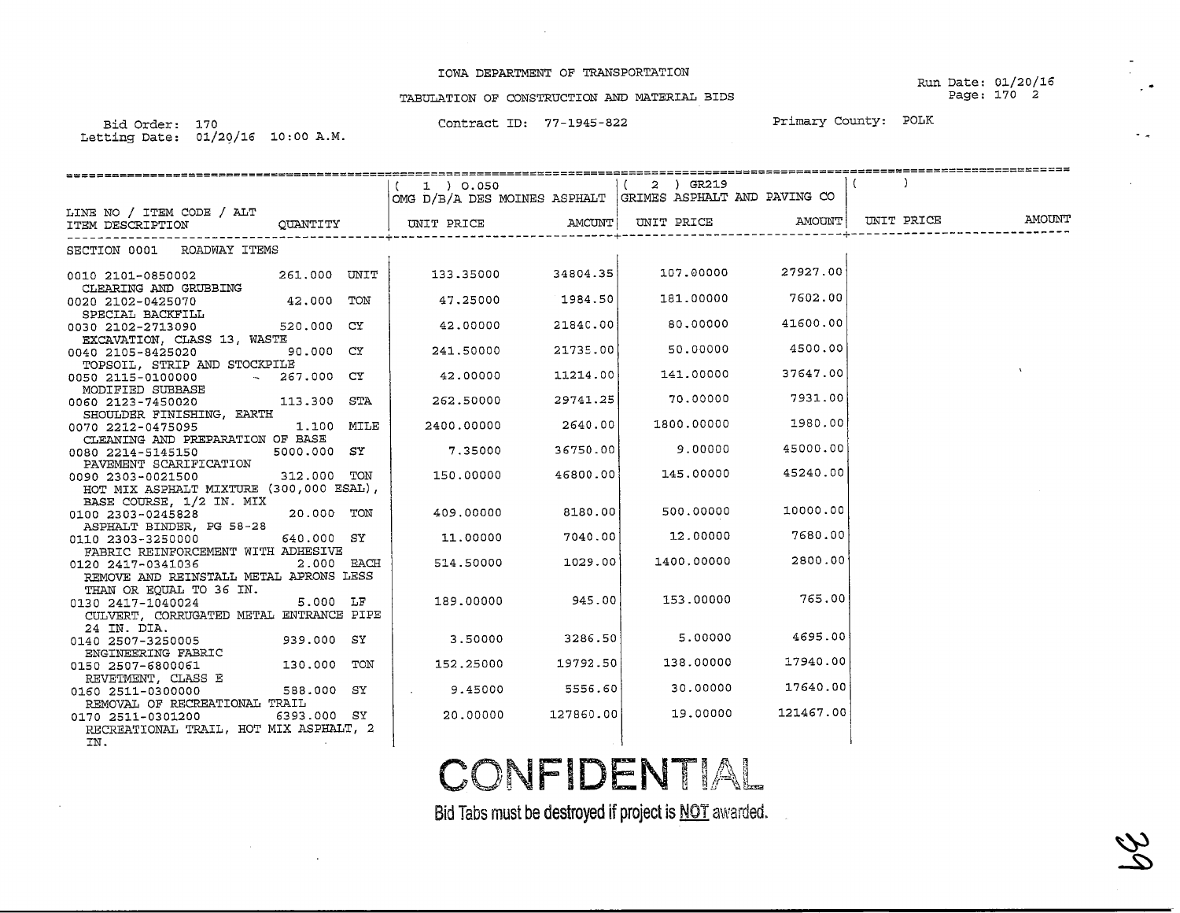IOWA DEPARTMENT OF TRANSPORTATION

TABULATION OF CONSTRUCTION AND MATERIAL BIDS

Run Date: 01/20/16
Page: 170 2

Bid Order: 170
Letting Date: 01/20/16 10:00 A.M.

Contract ID: 77-1945-822

Primary County: POLK

| LINE NO / ITEM CODE / ALT ITEM DESCRIPTION | QUANTITY | ( 1 ) 0.050 OMG D/B/A DES MOINES ASPHALT UNIT PRICE | AMOUNT | ( 2 ) GR219 GRIMES ASPHALT AND PAVING CO UNIT PRICE | AMOUNT | ( ) UNIT PRICE | AMOUNT |
|---|---|---|---|---|---|---|---|
| **SECTION 0001 ROADWAY ITEMS** | | | | | | | |
| 0010 2101-0850002 CLEARING AND GRUBBING | 261.000 UNIT | 133.35000 | 34804.35 | 107.00000 | 27927.00 | | |
| 0020 2102-0425070 SPECIAL BACKFILL | 42.000 TON | 47.25000 | 1984.50 | 181.00000 | 7602.00 | | |
| 0030 2102-2713090 EXCAVATION, CLASS 13, WASTE | 520.000 CY | 42.00000 | 21840.00 | 80.00000 | 41600.00 | | |
| 0040 2105-8425020 TOPSOIL, STRIP AND STOCKPILE | 90.000 CY | 241.50000 | 21735.00 | 50.00000 | 4500.00 | | |
| 0050 2115-0100000 MODIFIED SUBBASE | 267.000 CY | 42.00000 | 11214.00 | 141.00000 | 37647.00 | | |
| 0060 2123-7450020 SHOULDER FINISHING, EARTH | 113.300 STA | 262.50000 | 29741.25 | 70.00000 | 7931.00 | | |
| 0070 2212-0475095 CLEANING AND PREPARATION OF BASE | 1.100 MILE | 2400.00000 | 2640.00 | 1800.00000 | 1980.00 | | |
| 0080 2214-5145150 PAVEMENT SCARIFICATION | 5000.000 SY | 7.35000 | 36750.00 | 9.00000 | 45000.00 | | |
| 0090 2303-0021500 HOT MIX ASPHALT MIXTURE (300,000 ESAL), BASE COURSE, 1/2 IN. MIX | 312.000 TON | 150.00000 | 46800.00 | 145.00000 | 45240.00 | | |
| 0100 2303-0245828 ASPHALT BINDER, PG 58-28 | 20.000 TON | 409.00000 | 8180.00 | 500.00000 | 10000.00 | | |
| 0110 2303-3250000 FABRIC REINFORCEMENT WITH ADHESIVE | 640.000 SY | 11.00000 | 7040.00 | 12.00000 | 7680.00 | | |
| 0120 2417-0341036 REMOVE AND REINSTALL METAL APRONS LESS THAN OR EQUAL TO 36 IN. | 2.000 EACH | 514.50000 | 1029.00 | 1400.00000 | 2800.00 | | |
| 0130 2417-1040024 CULVERT, CORRUGATED METAL ENTRANCE PIPE 24 IN. DIA. | 5.000 LF | 189.00000 | 945.00 | 153.00000 | 765.00 | | |
| 0140 2507-3250005 ENGINEERING FABRIC | 939.000 SY | 3.50000 | 3286.50 | 5.00000 | 4695.00 | | |
| 0150 2507-6800061 REVETMENT, CLASS E | 130.000 TON | 152.25000 | 19792.50 | 138.00000 | 17940.00 | | |
| 0160 2511-0300000 REMOVAL OF RECREATIONAL TRAIL | 588.000 SY | 9.45000 | 5556.60 | 30.00000 | 17640.00 | | |
| 0170 2511-0301200 RECREATIONAL TRAIL, HOT MIX ASPHALT, 2 IN. | 6393.000 SY | 20.00000 | 127860.00 | 19.00000 | 121467.00 | | |

**CONFIDENTIAL**

Bid Tabs must be destroyed if project is NOT awarded.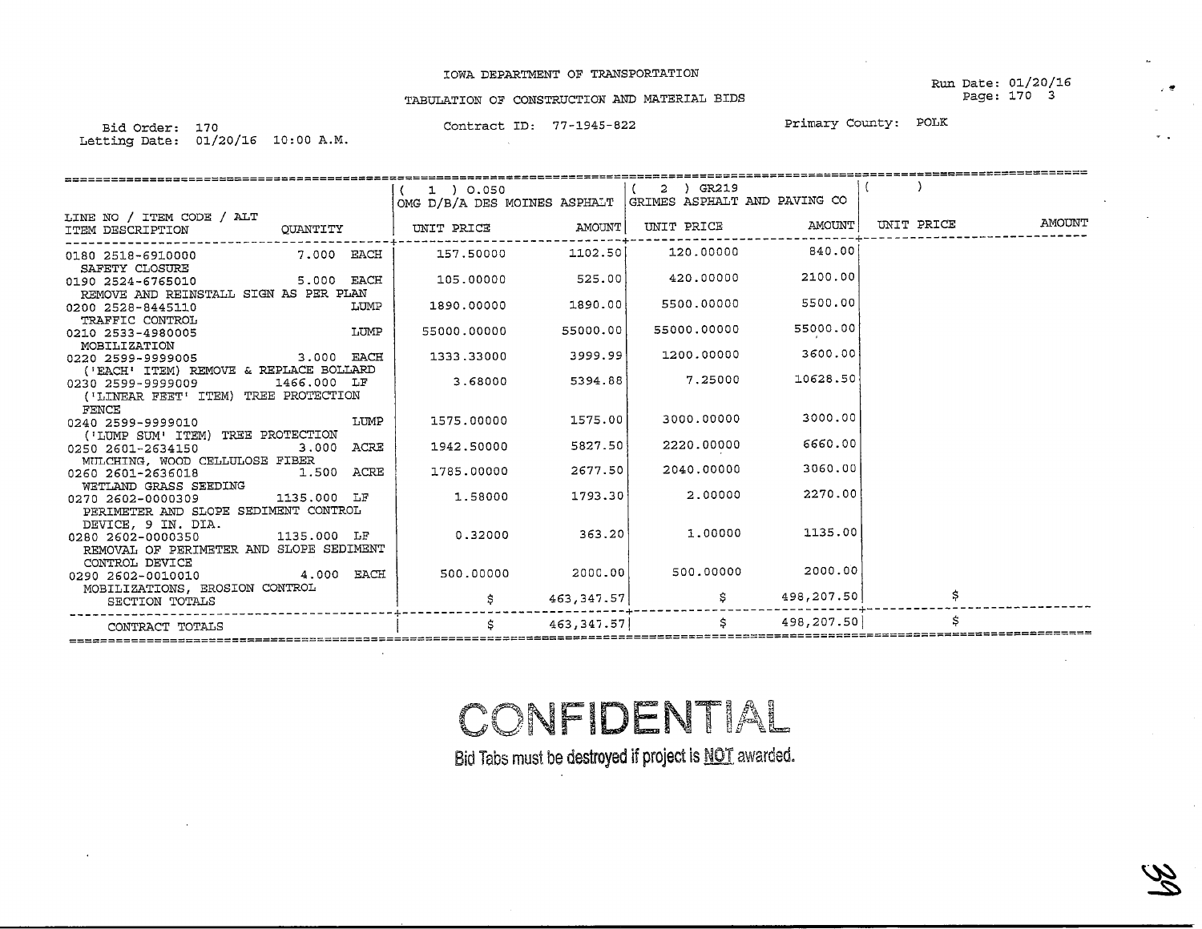IOWA DEPARTMENT OF TRANSPORTATION

TABULATION OF CONSTRUCTION AND MATERIAL BIDS

Run Date: 01/20/16

Bid Order: 170
Letting Date: 01/20/16 10:00 A.M.

Contract ID: 77-1945-822

Primary County: POLK

| LINE NO / ITEM CODE / ALT ITEM DESCRIPTION | QUANTITY | ( 1 ) 0.050 OMG D/B/A DES MOINES ASPHALT UNIT PRICE | AMOUNT | ( 2 ) GR219 GRIMES ASPHALT AND PAVING CO UNIT PRICE | AMOUNT | ( ) UNIT PRICE | AMOUNT |
|---|---|---|---|---|---|---|---|
| 0180 2518-6910000 SAFETY CLOSURE | 7.000 EACH | 157.50000 | 1102.50 | 120.00000 | 840.00 | | |
| 0190 2524-6765010 REMOVE AND REINSTALL SIGN AS PER PLAN | 5.000 EACH | 105.00000 | 525.00 | 420.00000 | 2100.00 | | |
| 0200 2528-8445110 TRAFFIC CONTROL | LUMP | 1890.00000 | 1890.00 | 5500.00000 | 5500.00 | | |
| 0210 2533-4980005 MOBILIZATION | LUMP | 55000.00000 | 55000.00 | 55000.00000 | 55000.00 | | |
| 0220 2599-9999005 ('EACH' ITEM) REMOVE & REPLACE BOLLARD | 3.000 EACH | 1333.33000 | 3999.99 | 1200.00000 | 3600.00 | | |
| 0230 2599-9999009 ('LINEAR FEET' ITEM) TREE PROTECTION FENCE | 1466.000 LF | 3.68000 | 5394.88 | 7.25000 | 10628.50 | | |
| 0240 2599-9999010 ('LUMP SUM' ITEM) TREE PROTECTION | LUMP | 1575.00000 | 1575.00 | 3000.00000 | 3000.00 | | |
| 0250 2601-2634150 MULCHING, WOOD CELLULOSE FIBER | 3.000 ACRE | 1942.50000 | 5827.50 | 2220.00000 | 6660.00 | | |
| 0260 2601-2636018 WETLAND GRASS SEEDING | 1.500 ACRE | 1785.00000 | 2677.50 | 2040.00000 | 3060.00 | | |
| 0270 2602-0000309 PERIMETER AND SLOPE SEDIMENT CONTROL DEVICE, 9 IN. DIA. | 1135.000 LF | 1.58000 | 1793.30 | 2.00000 | 2270.00 | | |
| 0280 2602-0000350 REMOVAL OF PERIMETER AND SLOPE SEDIMENT CONTROL DEVICE | 1135.000 LF | 0.32000 | 363.20 | 1.00000 | 1135.00 | | |
| 0290 2602-0010010 MOBILIZATIONS, EROSION CONTROL | 4.000 EACH | 500.00000 | 2000.00 | 500.00000 | 2000.00 | | |
| SECTION TOTALS | | $ | 463,347.57 | $ | 498,207.50 | $ | |
| CONTRACT TOTALS | | $ | 463,347.57 | $ | 498,207.50 | $ | |

CONFIDENTIAL

Bid Tabs must be destroyed if project is NOT awarded.